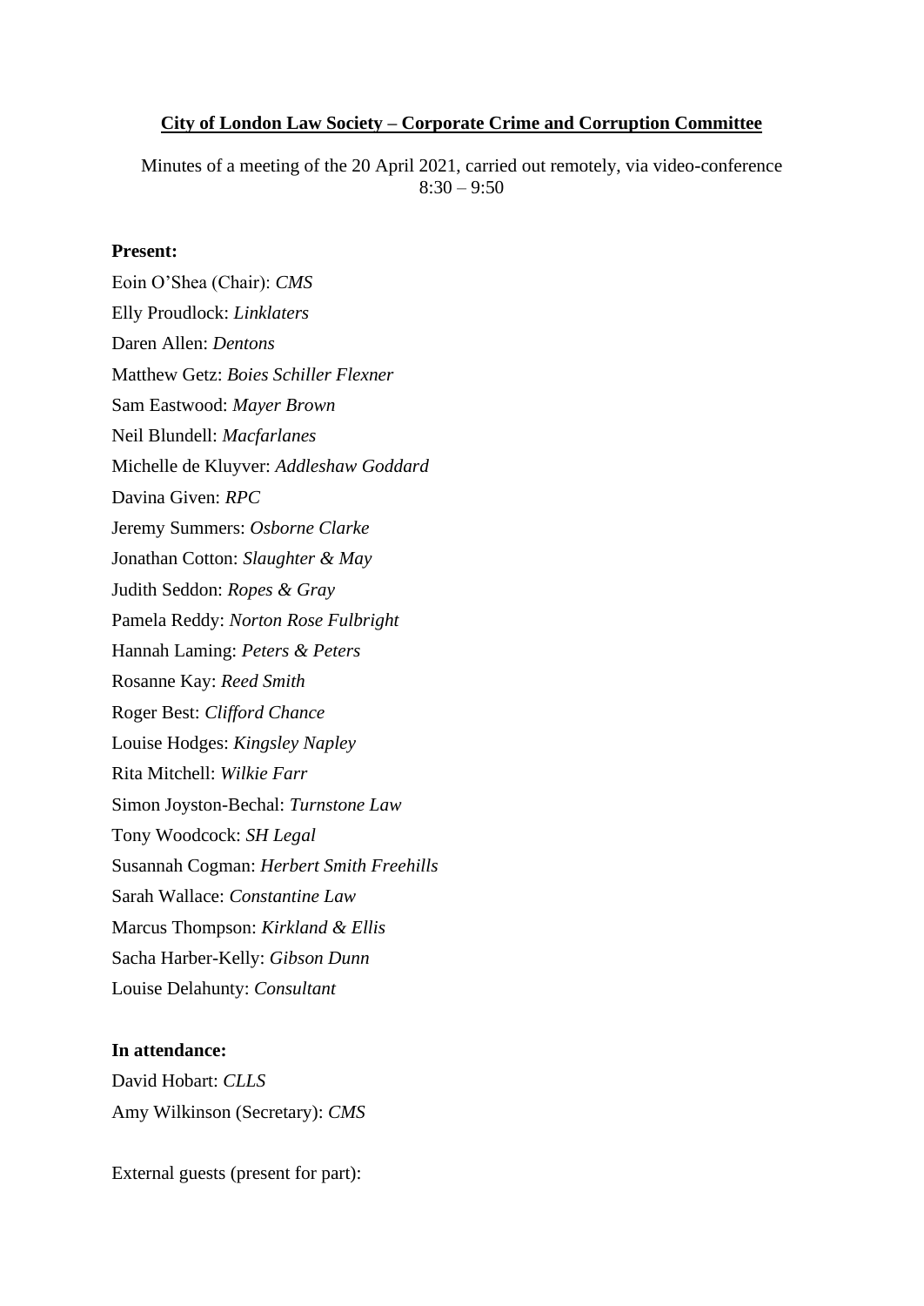**City of London Law Society – Corporate Crime and Corruption Committee**

Minutes of a meeting of the 20 April 2021, carried out remotely, via video-conference
8:30 – 9:50

**Present:**

Eoin O'Shea (Chair): *CMS*

Elly Proudlock: *Linklaters*

Daren Allen: *Dentons*

Matthew Getz: *Boies Schiller Flexner*

Sam Eastwood: *Mayer Brown*

Neil Blundell: *Macfarlanes*

Michelle de Kluyver: *Addleshaw Goddard*

Davina Given: *RPC*

Jeremy Summers: *Osborne Clarke*

Jonathan Cotton: *Slaughter & May*

Judith Seddon: *Ropes & Gray*

Pamela Reddy: *Norton Rose Fulbright*

Hannah Laming: *Peters & Peters*

Rosanne Kay: *Reed Smith*

Roger Best: *Clifford Chance*

Louise Hodges: *Kingsley Napley*

Rita Mitchell: *Wilkie Farr*

Simon Joyston-Bechal: *Turnstone Law*

Tony Woodcock: *SH Legal*

Susannah Cogman: *Herbert Smith Freehills*

Sarah Wallace: *Constantine Law*

Marcus Thompson: *Kirkland & Ellis*

Sacha Harber-Kelly: *Gibson Dunn*

Louise Delahunty: *Consultant*

**In attendance:**

David Hobart: *CLLS*

Amy Wilkinson (Secretary): *CMS*

External guests (present for part):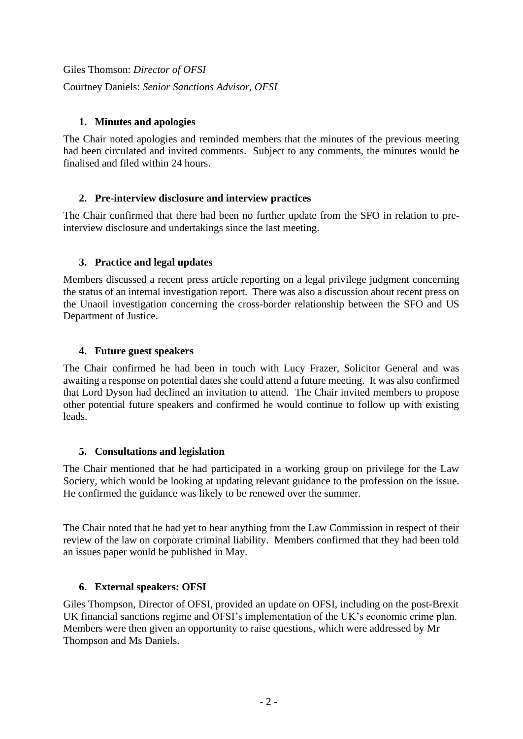Giles Thomson: *Director of OFSI*

Courtney Daniels: *Senior Sanctions Advisor, OFSI*

1. **Minutes and apologies**

The Chair noted apologies and reminded members that the minutes of the previous meeting had been circulated and invited comments. Subject to any comments, the minutes would be finalised and filed within 24 hours.

2. **Pre-interview disclosure and interview practices**

The Chair confirmed that there had been no further update from the SFO in relation to pre-interview disclosure and undertakings since the last meeting.

3. **Practice and legal updates**

Members discussed a recent press article reporting on a legal privilege judgment concerning the status of an internal investigation report. There was also a discussion about recent press on the Unaoil investigation concerning the cross-border relationship between the SFO and US Department of Justice.

4. **Future guest speakers**

The Chair confirmed he had been in touch with Lucy Frazer, Solicitor General and was awaiting a response on potential dates she could attend a future meeting. It was also confirmed that Lord Dyson had declined an invitation to attend. The Chair invited members to propose other potential future speakers and confirmed he would continue to follow up with existing leads.

5. **Consultations and legislation**

The Chair mentioned that he had participated in a working group on privilege for the Law Society, which would be looking at updating relevant guidance to the profession on the issue. He confirmed the guidance was likely to be renewed over the summer.

The Chair noted that he had yet to hear anything from the Law Commission in respect of their review of the law on corporate criminal liability. Members confirmed that they had been told an issues paper would be published in May.

6. **External speakers: OFSI**

Giles Thompson, Director of OFSI, provided an update on OFSI, including on the post-Brexit UK financial sanctions regime and OFSI's implementation of the UK's economic crime plan. Members were then given an opportunity to raise questions, which were addressed by Mr Thompson and Ms Daniels.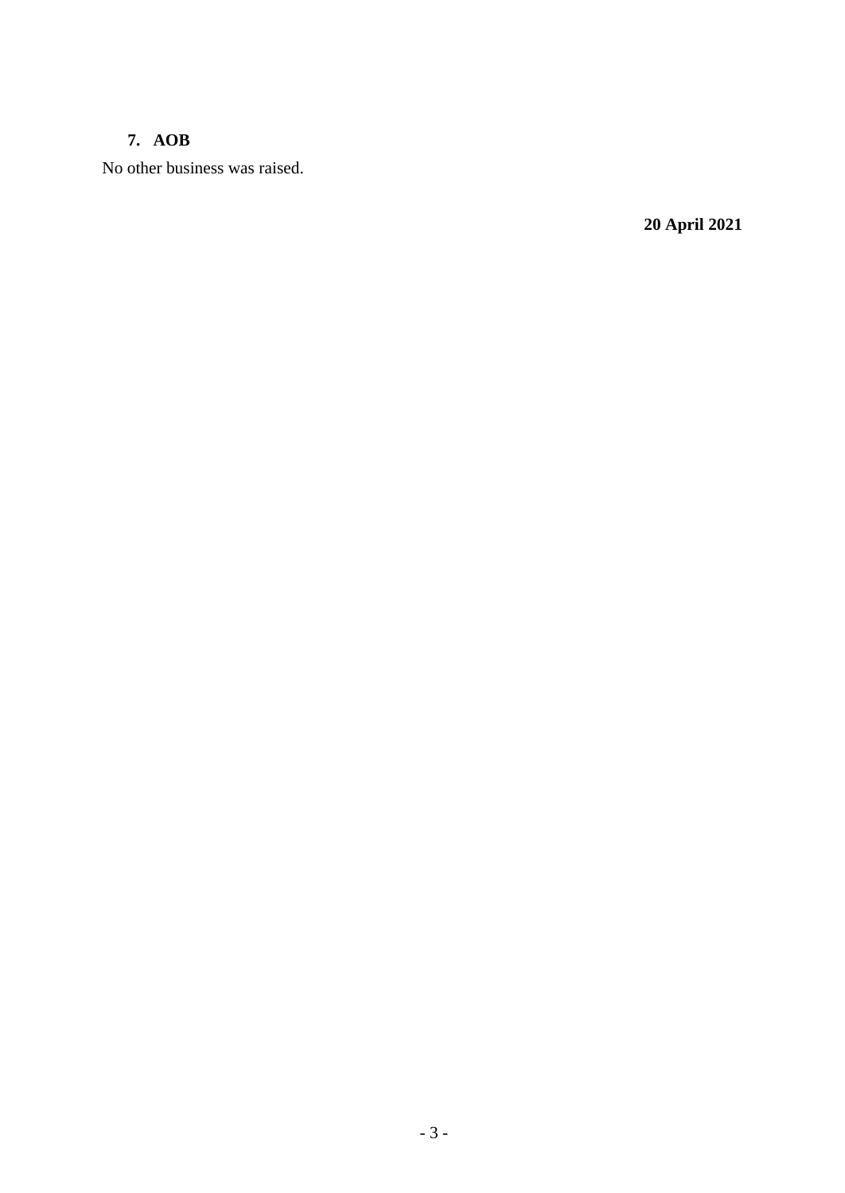**7. AOB**

No other business was raised.

**20 April 2021**